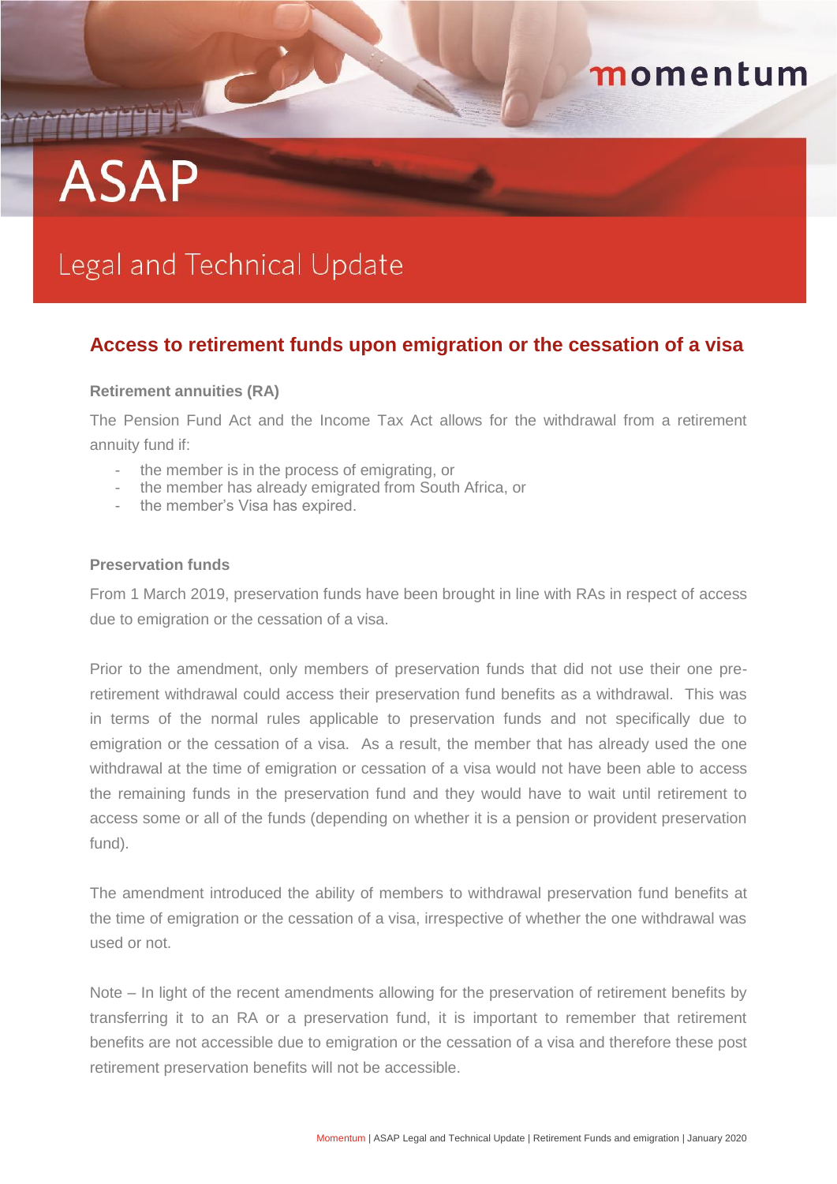momentum

# ASAP

Legal and Technical Update

## Access to retirement funds upon emigration or the cessation of a visa

### Retirement annuities (RA)

The Pension Fund Act and the Income Tax Act allows for the withdrawal from a retirement annuity fund if:

- the member is in the process of emigrating, or
- the member has already emigrated from South Africa, or
- the member's Visa has expired.

### Preservation funds

From 1 March 2019, preservation funds have been brought in line with RAs in respect of access due to emigration or the cessation of a visa.

Prior to the amendment, only members of preservation funds that did not use their one pre-retirement withdrawal could access their preservation fund benefits as a withdrawal. This was in terms of the normal rules applicable to preservation funds and not specifically due to emigration or the cessation of a visa. As a result, the member that has already used the one withdrawal at the time of emigration or cessation of a visa would not have been able to access the remaining funds in the preservation fund and they would have to wait until retirement to access some or all of the funds (depending on whether it is a pension or provident preservation fund).

The amendment introduced the ability of members to withdrawal preservation fund benefits at the time of emigration or the cessation of a visa, irrespective of whether the one withdrawal was used or not.

Note – In light of the recent amendments allowing for the preservation of retirement benefits by transferring it to an RA or a preservation fund, it is important to remember that retirement benefits are not accessible due to emigration or the cessation of a visa and therefore these post retirement preservation benefits will not be accessible.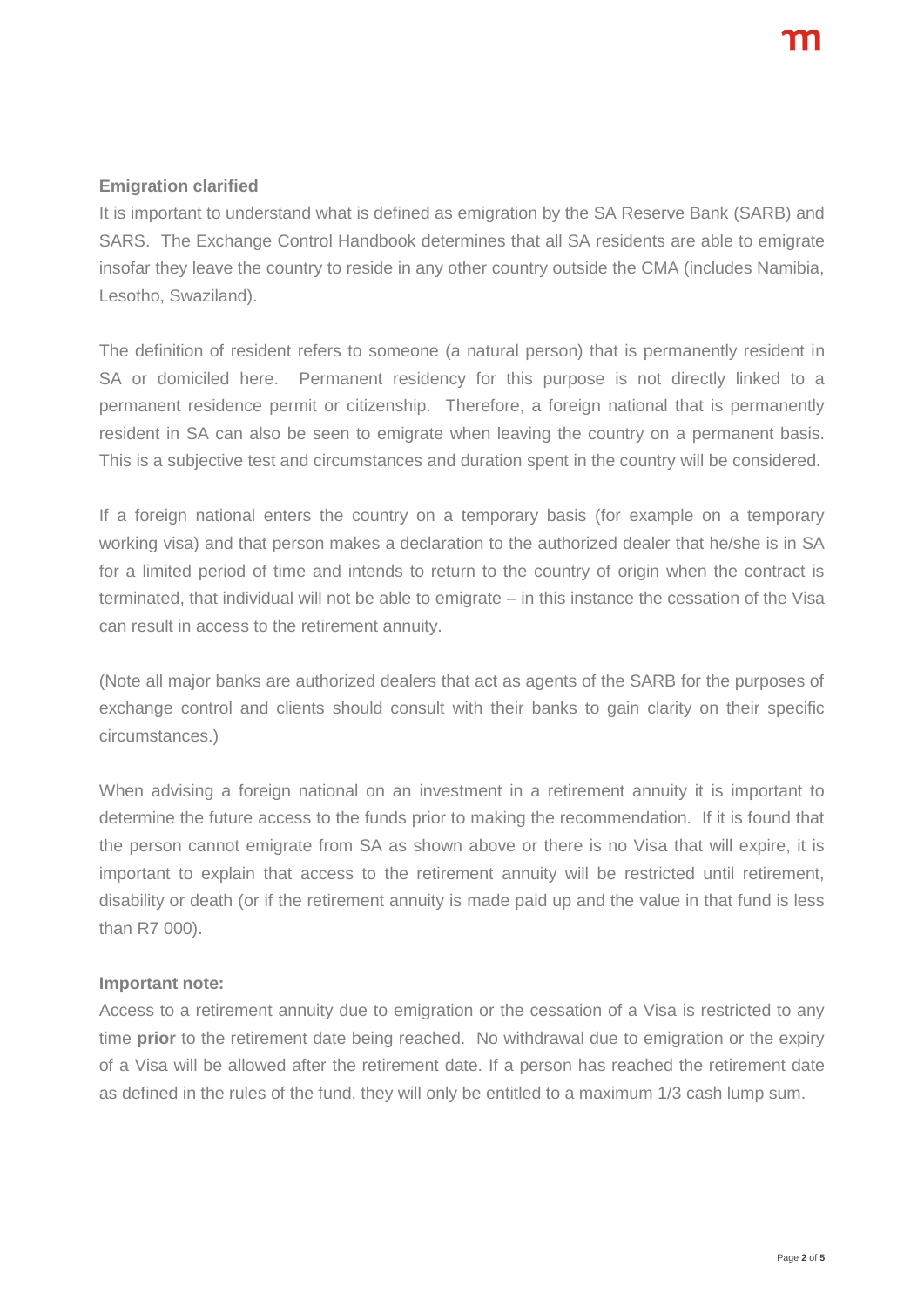**Emigration clarified**

It is important to understand what is defined as emigration by the SA Reserve Bank (SARB) and SARS. The Exchange Control Handbook determines that all SA residents are able to emigrate insofar they leave the country to reside in any other country outside the CMA (includes Namibia, Lesotho, Swaziland).

The definition of resident refers to someone (a natural person) that is permanently resident in SA or domiciled here. Permanent residency for this purpose is not directly linked to a permanent residence permit or citizenship. Therefore, a foreign national that is permanently resident in SA can also be seen to emigrate when leaving the country on a permanent basis. This is a subjective test and circumstances and duration spent in the country will be considered.

If a foreign national enters the country on a temporary basis (for example on a temporary working visa) and that person makes a declaration to the authorized dealer that he/she is in SA for a limited period of time and intends to return to the country of origin when the contract is terminated, that individual will not be able to emigrate – in this instance the cessation of the Visa can result in access to the retirement annuity.

(Note all major banks are authorized dealers that act as agents of the SARB for the purposes of exchange control and clients should consult with their banks to gain clarity on their specific circumstances.)

When advising a foreign national on an investment in a retirement annuity it is important to determine the future access to the funds prior to making the recommendation. If it is found that the person cannot emigrate from SA as shown above or there is no Visa that will expire, it is important to explain that access to the retirement annuity will be restricted until retirement, disability or death (or if the retirement annuity is made paid up and the value in that fund is less than R7 000).

**Important note:**

Access to a retirement annuity due to emigration or the cessation of a Visa is restricted to any time **prior** to the retirement date being reached. No withdrawal due to emigration or the expiry of a Visa will be allowed after the retirement date. If a person has reached the retirement date as defined in the rules of the fund, they will only be entitled to a maximum 1/3 cash lump sum.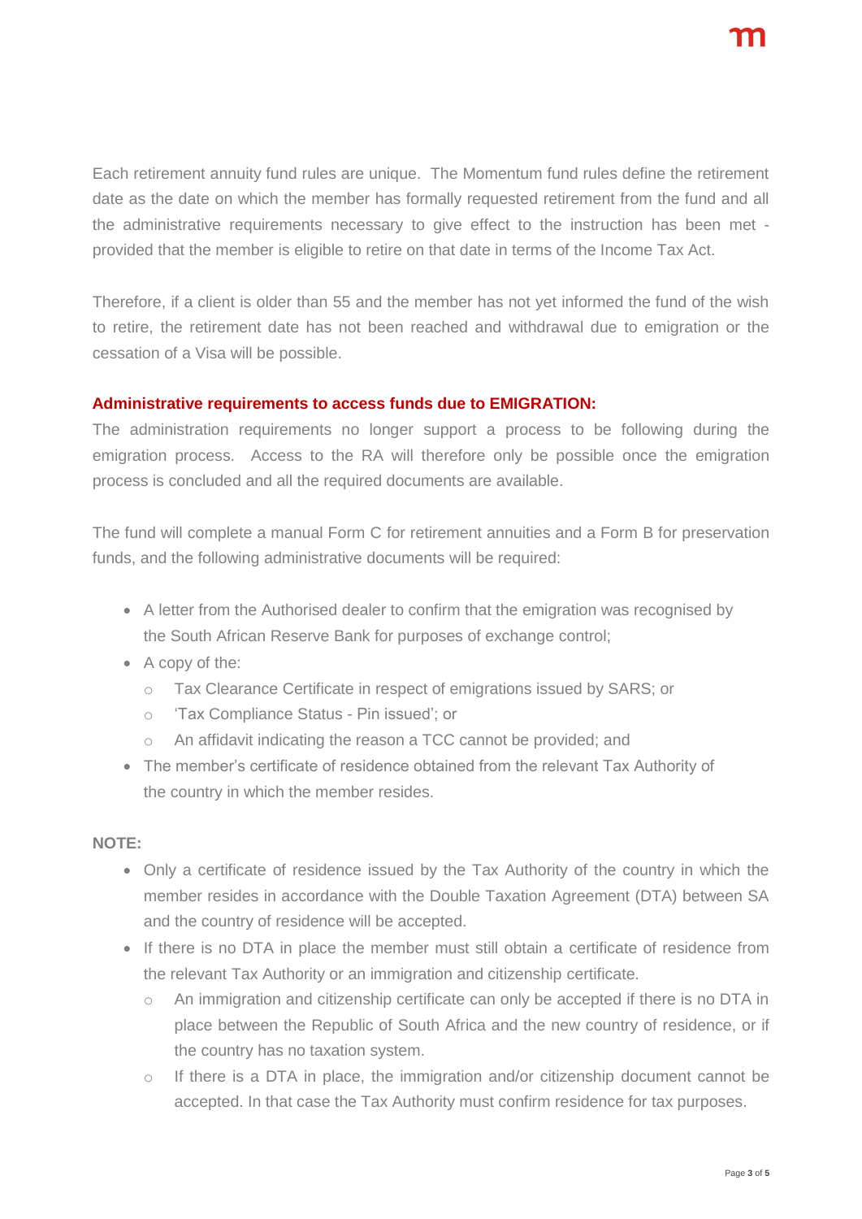Each retirement annuity fund rules are unique. The Momentum fund rules define the retirement date as the date on which the member has formally requested retirement from the fund and all the administrative requirements necessary to give effect to the instruction has been met - provided that the member is eligible to retire on that date in terms of the Income Tax Act.

Therefore, if a client is older than 55 and the member has not yet informed the fund of the wish to retire, the retirement date has not been reached and withdrawal due to emigration or the cessation of a Visa will be possible.

**Administrative requirements to access funds due to EMIGRATION:**

The administration requirements no longer support a process to be following during the emigration process. Access to the RA will therefore only be possible once the emigration process is concluded and all the required documents are available.

The fund will complete a manual Form C for retirement annuities and a Form B for preservation funds, and the following administrative documents will be required:

- A letter from the Authorised dealer to confirm that the emigration was recognised by the South African Reserve Bank for purposes of exchange control;
- A copy of the:
  - Tax Clearance Certificate in respect of emigrations issued by SARS; or
  - 'Tax Compliance Status - Pin issued'; or
  - An affidavit indicating the reason a TCC cannot be provided; and
- The member's certificate of residence obtained from the relevant Tax Authority of the country in which the member resides.

**NOTE:**

- Only a certificate of residence issued by the Tax Authority of the country in which the member resides in accordance with the Double Taxation Agreement (DTA) between SA and the country of residence will be accepted.
- If there is no DTA in place the member must still obtain a certificate of residence from the relevant Tax Authority or an immigration and citizenship certificate.
  - An immigration and citizenship certificate can only be accepted if there is no DTA in place between the Republic of South Africa and the new country of residence, or if the country has no taxation system.
  - If there is a DTA in place, the immigration and/or citizenship document cannot be accepted. In that case the Tax Authority must confirm residence for tax purposes.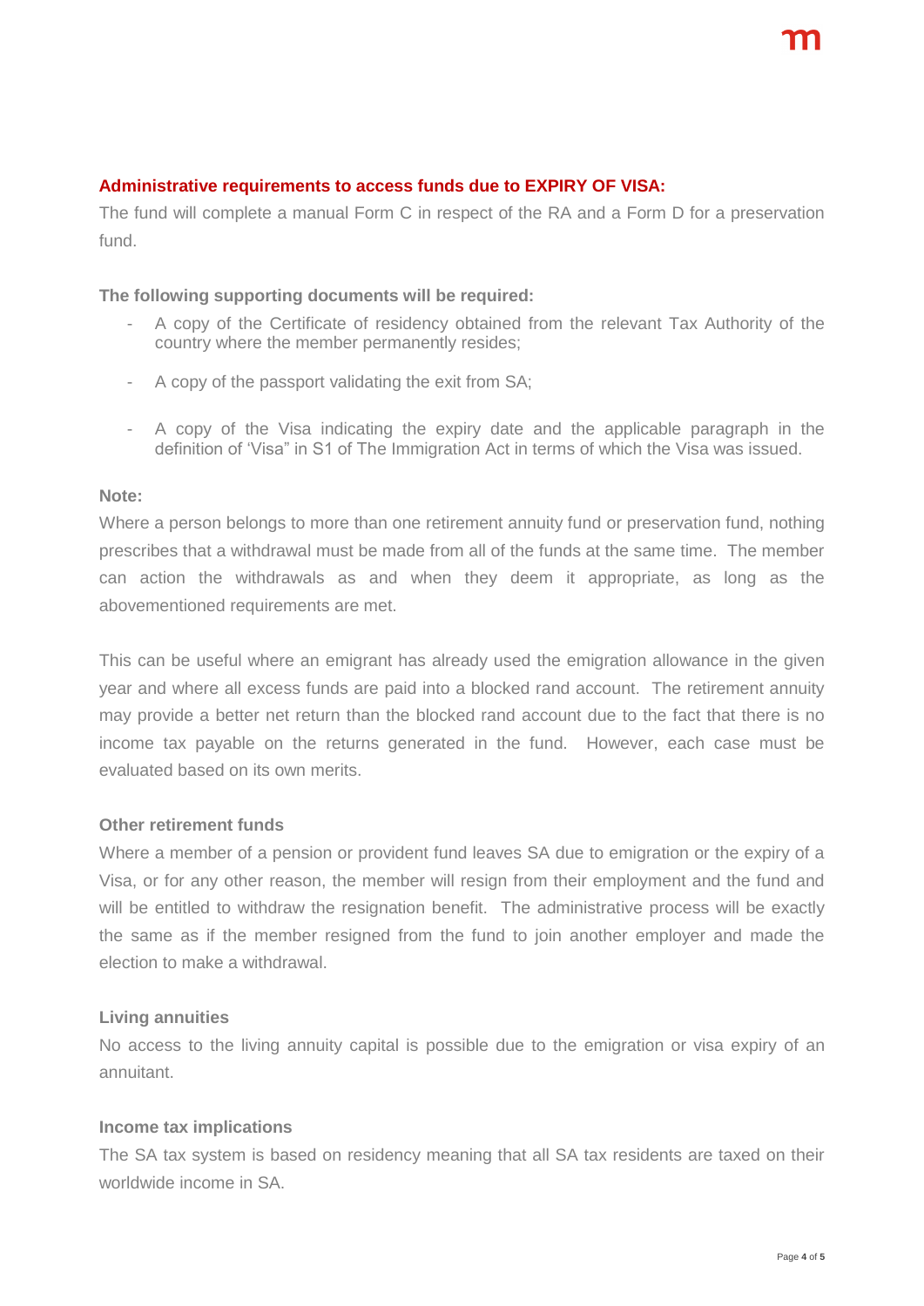## Administrative requirements to access funds due to EXPIRY OF VISA:

The fund will complete a manual Form C in respect of the RA and a Form D for a preservation fund.

**The following supporting documents will be required:**

- A copy of the Certificate of residency obtained from the relevant Tax Authority of the country where the member permanently resides;
- A copy of the passport validating the exit from SA;
- A copy of the Visa indicating the expiry date and the applicable paragraph in the definition of 'Visa" in S1 of The Immigration Act in terms of which the Visa was issued.

**Note:**

Where a person belongs to more than one retirement annuity fund or preservation fund, nothing prescribes that a withdrawal must be made from all of the funds at the same time. The member can action the withdrawals as and when they deem it appropriate, as long as the abovementioned requirements are met.

This can be useful where an emigrant has already used the emigration allowance in the given year and where all excess funds are paid into a blocked rand account. The retirement annuity may provide a better net return than the blocked rand account due to the fact that there is no income tax payable on the returns generated in the fund. However, each case must be evaluated based on its own merits.

### Other retirement funds

Where a member of a pension or provident fund leaves SA due to emigration or the expiry of a Visa, or for any other reason, the member will resign from their employment and the fund and will be entitled to withdraw the resignation benefit. The administrative process will be exactly the same as if the member resigned from the fund to join another employer and made the election to make a withdrawal.

### Living annuities

No access to the living annuity capital is possible due to the emigration or visa expiry of an annuitant.

### Income tax implications

The SA tax system is based on residency meaning that all SA tax residents are taxed on their worldwide income in SA.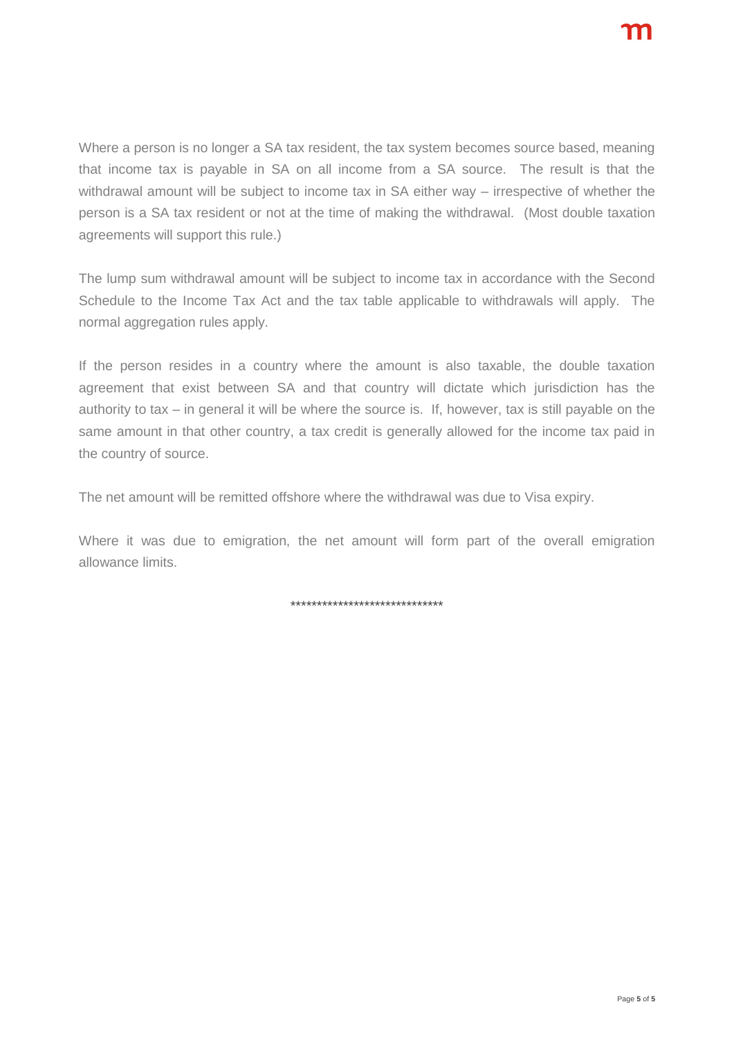Where a person is no longer a SA tax resident, the tax system becomes source based, meaning that income tax is payable in SA on all income from a SA source. The result is that the withdrawal amount will be subject to income tax in SA either way – irrespective of whether the person is a SA tax resident or not at the time of making the withdrawal. (Most double taxation agreements will support this rule.)

The lump sum withdrawal amount will be subject to income tax in accordance with the Second Schedule to the Income Tax Act and the tax table applicable to withdrawals will apply. The normal aggregation rules apply.

If the person resides in a country where the amount is also taxable, the double taxation agreement that exist between SA and that country will dictate which jurisdiction has the authority to tax – in general it will be where the source is. If, however, tax is still payable on the same amount in that other country, a tax credit is generally allowed for the income tax paid in the country of source.

The net amount will be remitted offshore where the withdrawal was due to Visa expiry.

Where it was due to emigration, the net amount will form part of the overall emigration allowance limits.

*****************************